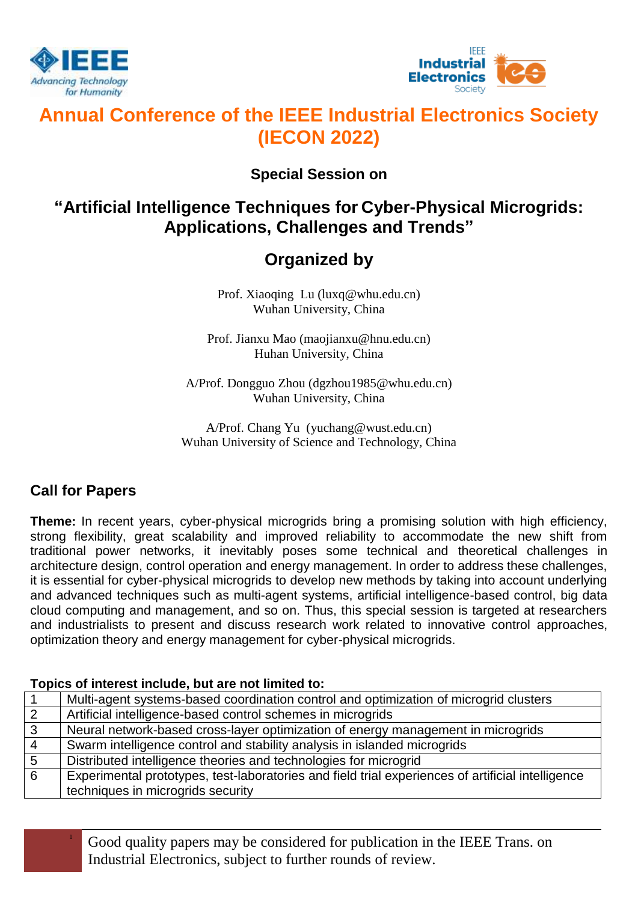# Annual Conference of the IEEE Industrial Electronics Society (IECON 2022)

### Special Session on

## "Artificial Intelligence Techniques for Cyber-Physical Microgrids: Applications, Challenges and Trends"

## Organized by

Prof. Xiaoqing Lu (luxq@whu.edu.cn)
Wuhan University, China

Prof. Jianxu Mao (maojianxu@hnu.edu.cn)
Huhan University, China

A/Prof. Dongguo Zhou (dgzhou1985@whu.edu.cn)
Wuhan University, China

A/Prof. Chang Yu (yuchang@wust.edu.cn)
Wuhan University of Science and Technology, China

## Call for Papers

**Theme:** In recent years, cyber-physical microgrids bring a promising solution with high efficiency, strong flexibility, great scalability and improved reliability to accommodate the new shift from traditional power networks, it inevitably poses some technical and theoretical challenges in architecture design, control operation and energy management. In order to address these challenges, it is essential for cyber-physical microgrids to develop new methods by taking into account underlying and advanced techniques such as multi-agent systems, artificial intelligence-based control, big data cloud computing and management, and so on. Thus, this special session is targeted at researchers and industrialists to present and discuss research work related to innovative control approaches, optimization theory and energy management for cyber-physical microgrids.

**Topics of interest include, but are not limited to:**

| | |
|---|---|
| 1 | Multi-agent systems-based coordination control and optimization of microgrid clusters |
| 2 | Artificial intelligence-based control schemes in microgrids |
| 3 | Neural network-based cross-layer optimization of energy management in microgrids |
| 4 | Swarm intelligence control and stability analysis in islanded microgrids |
| 5 | Distributed intelligence theories and technologies for microgrid |
| 6 | Experimental prototypes, test-laboratories and field trial experiences of artificial intelligence techniques in microgrids security |

Good quality papers may be considered for publication in the IEEE Trans. on Industrial Electronics, subject to further rounds of review.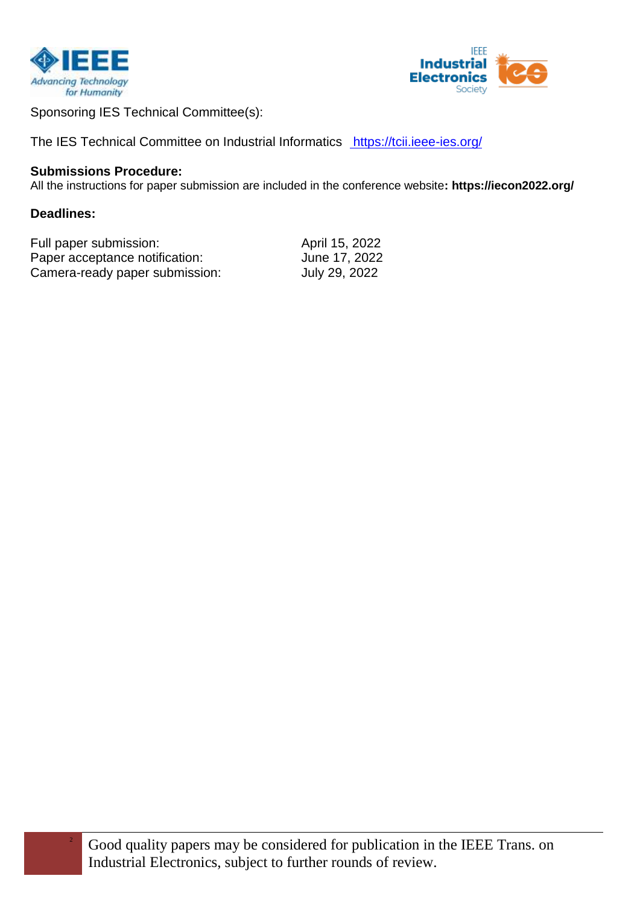Sponsoring IES Technical Committee(s):

The IES Technical Committee on Industrial Informatics  https://tcii.ieee-ies.org/

**Submissions Procedure:**
All the instructions for paper submission are included in the conference website**: https://iecon2022.org/**

**Deadlines:**

| | |
|---|---|
| Full paper submission: | April 15, 2022 |
| Paper acceptance notification: | June 17, 2022 |
| Camera-ready paper submission: | July 29, 2022 |

Good quality papers may be considered for publication in the IEEE Trans. on Industrial Electronics, subject to further rounds of review.